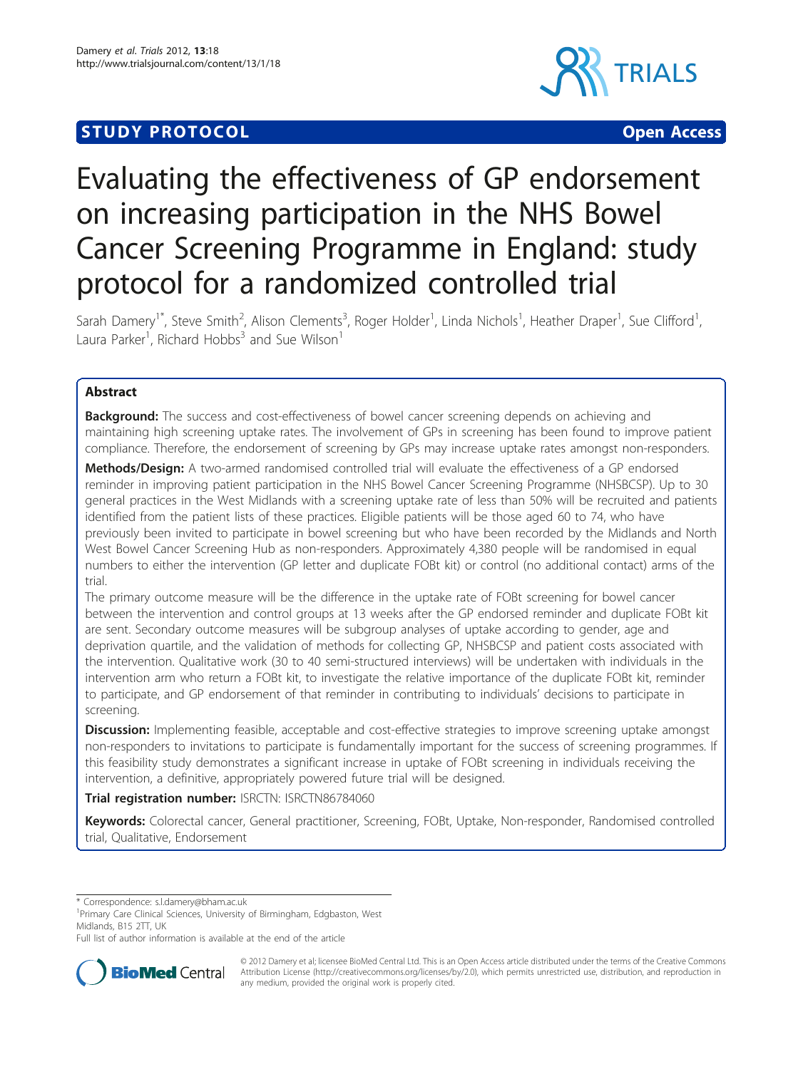**STUDY PROTOCOL** **Open Access**

# Evaluating the effectiveness of GP endorsement on increasing participation in the NHS Bowel Cancer Screening Programme in England: study protocol for a randomized controlled trial

Sarah Damery[1*], Steve Smith[2], Alison Clements[3], Roger Holder[1], Linda Nichols[1], Heather Draper[1], Sue Clifford[1], Laura Parker[1], Richard Hobbs[3] and Sue Wilson[1]

## Abstract

**Background:** The success and cost-effectiveness of bowel cancer screening depends on achieving and maintaining high screening uptake rates. The involvement of GPs in screening has been found to improve patient compliance. Therefore, the endorsement of screening by GPs may increase uptake rates amongst non-responders.

**Methods/Design:** A two-armed randomised controlled trial will evaluate the effectiveness of a GP endorsed reminder in improving patient participation in the NHS Bowel Cancer Screening Programme (NHSBCSP). Up to 30 general practices in the West Midlands with a screening uptake rate of less than 50% will be recruited and patients identified from the patient lists of these practices. Eligible patients will be those aged 60 to 74, who have previously been invited to participate in bowel screening but who have been recorded by the Midlands and North West Bowel Cancer Screening Hub as non-responders. Approximately 4,380 people will be randomised in equal numbers to either the intervention (GP letter and duplicate FOBt kit) or control (no additional contact) arms of the trial.

The primary outcome measure will be the difference in the uptake rate of FOBt screening for bowel cancer between the intervention and control groups at 13 weeks after the GP endorsed reminder and duplicate FOBt kit are sent. Secondary outcome measures will be subgroup analyses of uptake according to gender, age and deprivation quartile, and the validation of methods for collecting GP, NHSBCSP and patient costs associated with the intervention. Qualitative work (30 to 40 semi-structured interviews) will be undertaken with individuals in the intervention arm who return a FOBt kit, to investigate the relative importance of the duplicate FOBt kit, reminder to participate, and GP endorsement of that reminder in contributing to individuals' decisions to participate in screening.

**Discussion:** Implementing feasible, acceptable and cost-effective strategies to improve screening uptake amongst non-responders to invitations to participate is fundamentally important for the success of screening programmes. If this feasibility study demonstrates a significant increase in uptake of FOBt screening in individuals receiving the intervention, a definitive, appropriately powered future trial will be designed.

**Trial registration number:** ISRCTN: ISRCTN86784060

**Keywords:** Colorectal cancer, General practitioner, Screening, FOBt, Uptake, Non-responder, Randomised controlled trial, Qualitative, Endorsement

---

\* Correspondence: s.l.damery@bham.ac.uk
[1]Primary Care Clinical Sciences, University of Birmingham, Edgbaston, West Midlands, B15 2TT, UK
Full list of author information is available at the end of the article

© 2012 Damery et al; licensee BioMed Central Ltd. This is an Open Access article distributed under the terms of the Creative Commons Attribution License (http://creativecommons.org/licenses/by/2.0), which permits unrestricted use, distribution, and reproduction in any medium, provided the original work is properly cited.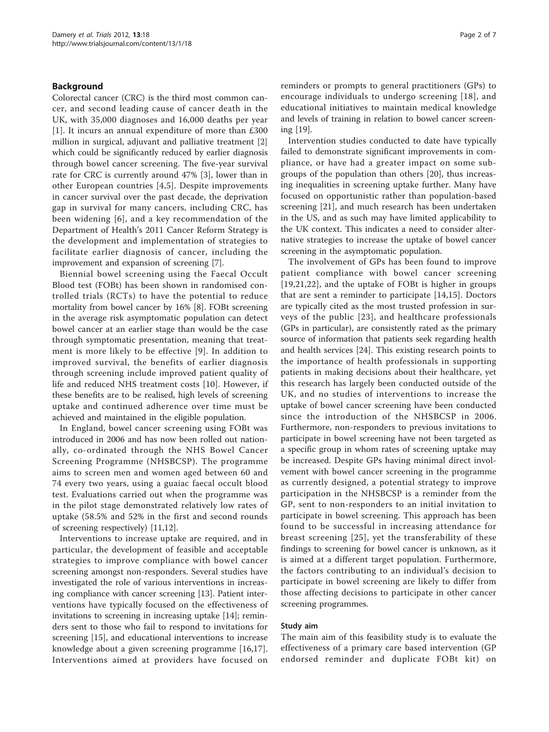## Background

Colorectal cancer (CRC) is the third most common cancer, and second leading cause of cancer death in the UK, with 35,000 diagnoses and 16,000 deaths per year [1]. It incurs an annual expenditure of more than £300 million in surgical, adjuvant and palliative treatment [2] which could be significantly reduced by earlier diagnosis through bowel cancer screening. The five-year survival rate for CRC is currently around 47% [3], lower than in other European countries [4,5]. Despite improvements in cancer survival over the past decade, the deprivation gap in survival for many cancers, including CRC, has been widening [6], and a key recommendation of the Department of Health's 2011 Cancer Reform Strategy is the development and implementation of strategies to facilitate earlier diagnosis of cancer, including the improvement and expansion of screening [7].

Biennial bowel screening using the Faecal Occult Blood test (FOBt) has been shown in randomised controlled trials (RCTs) to have the potential to reduce mortality from bowel cancer by 16% [8]. FOBt screening in the average risk asymptomatic population can detect bowel cancer at an earlier stage than would be the case through symptomatic presentation, meaning that treatment is more likely to be effective [9]. In addition to improved survival, the benefits of earlier diagnosis through screening include improved patient quality of life and reduced NHS treatment costs [10]. However, if these benefits are to be realised, high levels of screening uptake and continued adherence over time must be achieved and maintained in the eligible population.

In England, bowel cancer screening using FOBt was introduced in 2006 and has now been rolled out nationally, co-ordinated through the NHS Bowel Cancer Screening Programme (NHSBCSP). The programme aims to screen men and women aged between 60 and 74 every two years, using a guaiac faecal occult blood test. Evaluations carried out when the programme was in the pilot stage demonstrated relatively low rates of uptake (58.5% and 52% in the first and second rounds of screening respectively) [11,12].

Interventions to increase uptake are required, and in particular, the development of feasible and acceptable strategies to improve compliance with bowel cancer screening amongst non-responders. Several studies have investigated the role of various interventions in increasing compliance with cancer screening [13]. Patient interventions have typically focused on the effectiveness of invitations to screening in increasing uptake [14]; reminders sent to those who fail to respond to invitations for screening [15], and educational interventions to increase knowledge about a given screening programme [16,17]. Interventions aimed at providers have focused on reminders or prompts to general practitioners (GPs) to encourage individuals to undergo screening [18], and educational initiatives to maintain medical knowledge and levels of training in relation to bowel cancer screening [19].

Intervention studies conducted to date have typically failed to demonstrate significant improvements in compliance, or have had a greater impact on some subgroups of the population than others [20], thus increasing inequalities in screening uptake further. Many have focused on opportunistic rather than population-based screening [21], and much research has been undertaken in the US, and as such may have limited applicability to the UK context. This indicates a need to consider alternative strategies to increase the uptake of bowel cancer screening in the asymptomatic population.

The involvement of GPs has been found to improve patient compliance with bowel cancer screening [19,21,22], and the uptake of FOBt is higher in groups that are sent a reminder to participate [14,15]. Doctors are typically cited as the most trusted profession in surveys of the public [23], and healthcare professionals (GPs in particular), are consistently rated as the primary source of information that patients seek regarding health and health services [24]. This existing research points to the importance of health professionals in supporting patients in making decisions about their healthcare, yet this research has largely been conducted outside of the UK, and no studies of interventions to increase the uptake of bowel cancer screening have been conducted since the introduction of the NHSBCSP in 2006. Furthermore, non-responders to previous invitations to participate in bowel screening have not been targeted as a specific group in whom rates of screening uptake may be increased. Despite GPs having minimal direct involvement with bowel cancer screening in the programme as currently designed, a potential strategy to improve participation in the NHSBCSP is a reminder from the GP, sent to non-responders to an initial invitation to participate in bowel screening. This approach has been found to be successful in increasing attendance for breast screening [25], yet the transferability of these findings to screening for bowel cancer is unknown, as it is aimed at a different target population. Furthermore, the factors contributing to an individual's decision to participate in bowel screening are likely to differ from those affecting decisions to participate in other cancer screening programmes.

### Study aim

The main aim of this feasibility study is to evaluate the effectiveness of a primary care based intervention (GP endorsed reminder and duplicate FOBt kit) on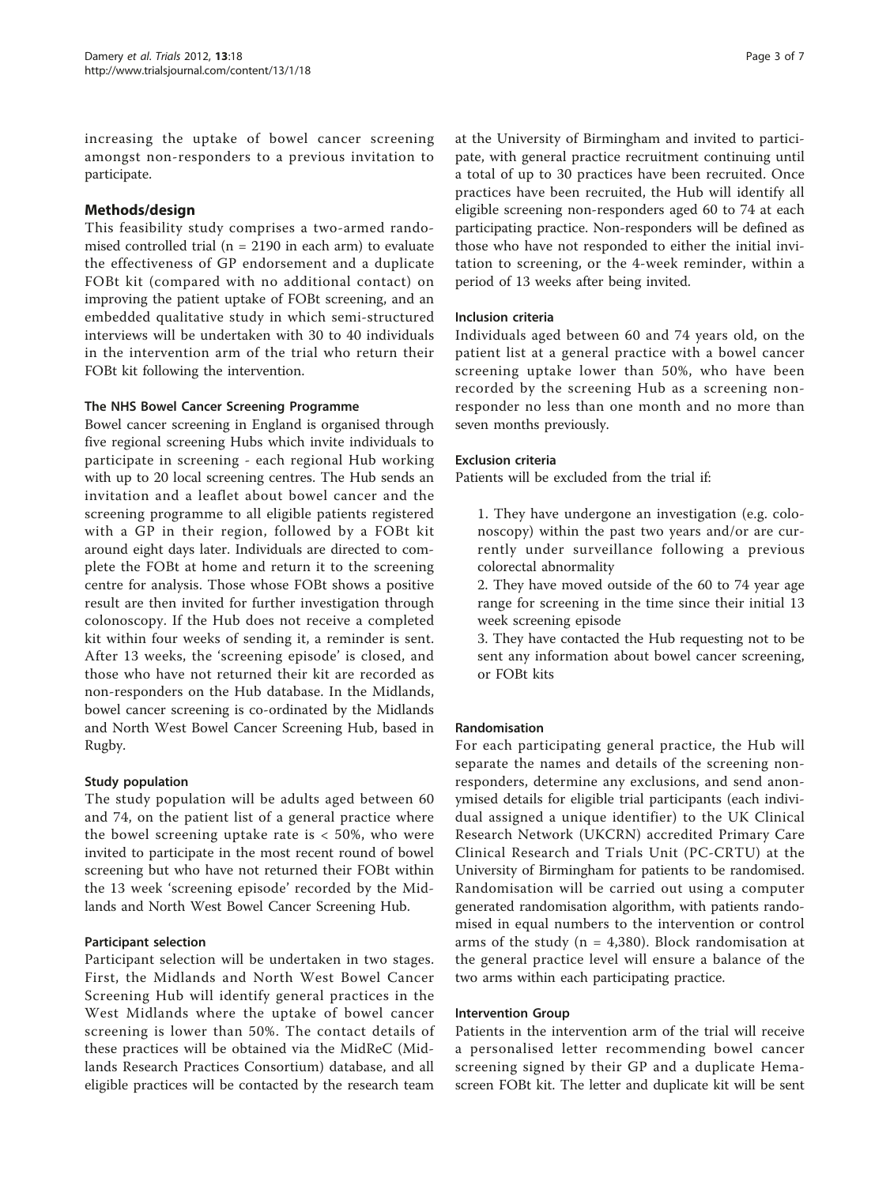increasing the uptake of bowel cancer screening amongst non-responders to a previous invitation to participate.

## Methods/design

This feasibility study comprises a two-armed randomised controlled trial (n = 2190 in each arm) to evaluate the effectiveness of GP endorsement and a duplicate FOBt kit (compared with no additional contact) on improving the patient uptake of FOBt screening, and an embedded qualitative study in which semi-structured interviews will be undertaken with 30 to 40 individuals in the intervention arm of the trial who return their FOBt kit following the intervention.

### The NHS Bowel Cancer Screening Programme

Bowel cancer screening in England is organised through five regional screening Hubs which invite individuals to participate in screening - each regional Hub working with up to 20 local screening centres. The Hub sends an invitation and a leaflet about bowel cancer and the screening programme to all eligible patients registered with a GP in their region, followed by a FOBt kit around eight days later. Individuals are directed to complete the FOBt at home and return it to the screening centre for analysis. Those whose FOBt shows a positive result are then invited for further investigation through colonoscopy. If the Hub does not receive a completed kit within four weeks of sending it, a reminder is sent. After 13 weeks, the 'screening episode' is closed, and those who have not returned their kit are recorded as non-responders on the Hub database. In the Midlands, bowel cancer screening is co-ordinated by the Midlands and North West Bowel Cancer Screening Hub, based in Rugby.

### Study population

The study population will be adults aged between 60 and 74, on the patient list of a general practice where the bowel screening uptake rate is < 50%, who were invited to participate in the most recent round of bowel screening but who have not returned their FOBt within the 13 week 'screening episode' recorded by the Midlands and North West Bowel Cancer Screening Hub.

### Participant selection

Participant selection will be undertaken in two stages. First, the Midlands and North West Bowel Cancer Screening Hub will identify general practices in the West Midlands where the uptake of bowel cancer screening is lower than 50%. The contact details of these practices will be obtained via the MidReC (Midlands Research Practices Consortium) database, and all eligible practices will be contacted by the research team at the University of Birmingham and invited to participate, with general practice recruitment continuing until a total of up to 30 practices have been recruited. Once practices have been recruited, the Hub will identify all eligible screening non-responders aged 60 to 74 at each participating practice. Non-responders will be defined as those who have not responded to either the initial invitation to screening, or the 4-week reminder, within a period of 13 weeks after being invited.

### Inclusion criteria

Individuals aged between 60 and 74 years old, on the patient list at a general practice with a bowel cancer screening uptake lower than 50%, who have been recorded by the screening Hub as a screening non-responder no less than one month and no more than seven months previously.

### Exclusion criteria

Patients will be excluded from the trial if:

1. They have undergone an investigation (e.g. colonoscopy) within the past two years and/or are currently under surveillance following a previous colorectal abnormality
2. They have moved outside of the 60 to 74 year age range for screening in the time since their initial 13 week screening episode
3. They have contacted the Hub requesting not to be sent any information about bowel cancer screening, or FOBt kits

### Randomisation

For each participating general practice, the Hub will separate the names and details of the screening non-responders, determine any exclusions, and send anonymised details for eligible trial participants (each individual assigned a unique identifier) to the UK Clinical Research Network (UKCRN) accredited Primary Care Clinical Research and Trials Unit (PC-CRTU) at the University of Birmingham for patients to be randomised. Randomisation will be carried out using a computer generated randomisation algorithm, with patients randomised in equal numbers to the intervention or control arms of the study (n = 4,380). Block randomisation at the general practice level will ensure a balance of the two arms within each participating practice.

### Intervention Group

Patients in the intervention arm of the trial will receive a personalised letter recommending bowel cancer screening signed by their GP and a duplicate Hemascreen FOBt kit. The letter and duplicate kit will be sent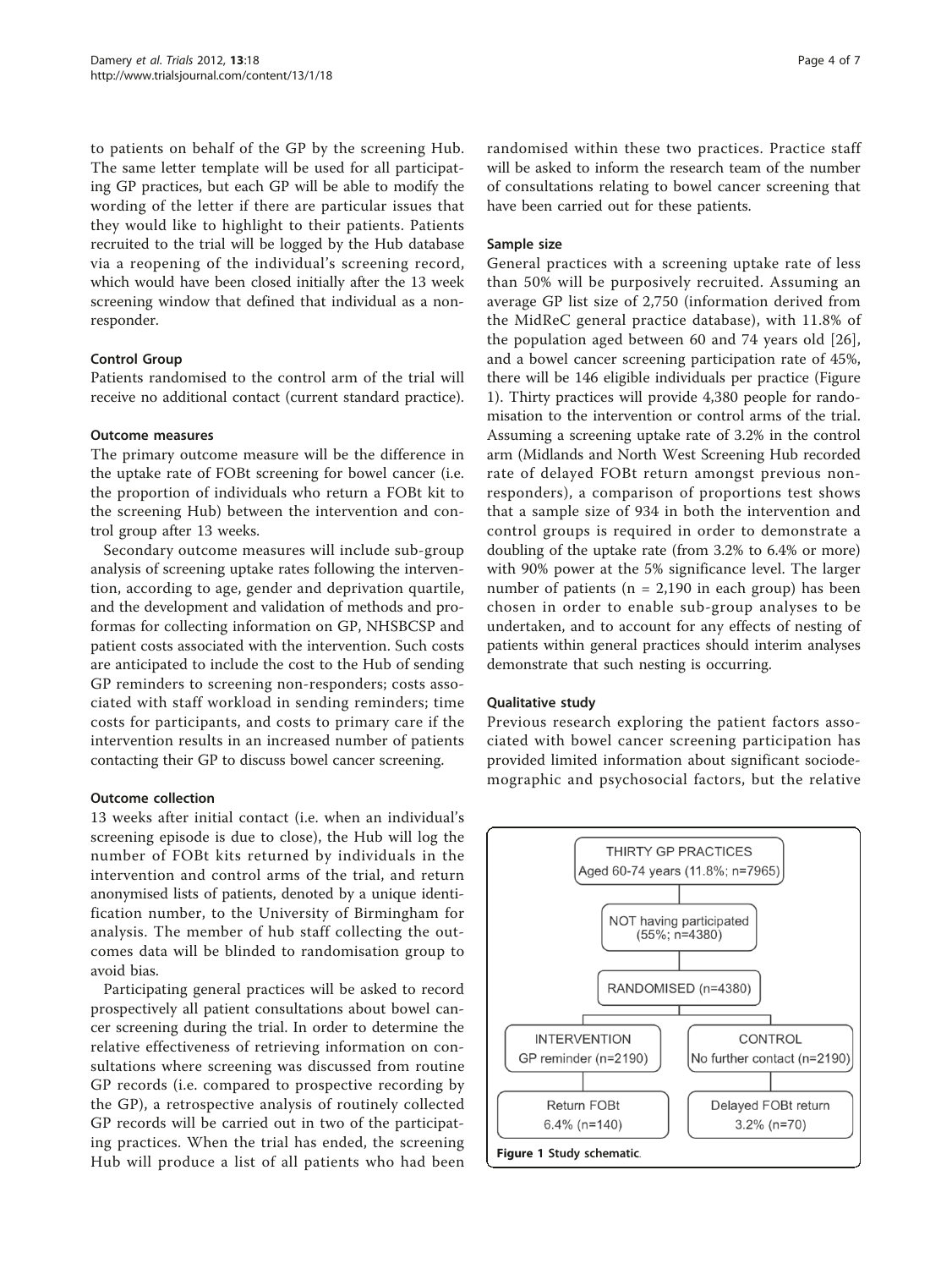to patients on behalf of the GP by the screening Hub. The same letter template will be used for all participating GP practices, but each GP will be able to modify the wording of the letter if there are particular issues that they would like to highlight to their patients. Patients recruited to the trial will be logged by the Hub database via a reopening of the individual's screening record, which would have been closed initially after the 13 week screening window that defined that individual as a non-responder.

#### Control Group

Patients randomised to the control arm of the trial will receive no additional contact (current standard practice).

#### Outcome measures

The primary outcome measure will be the difference in the uptake rate of FOBt screening for bowel cancer (i.e. the proportion of individuals who return a FOBt kit to the screening Hub) between the intervention and control group after 13 weeks.

Secondary outcome measures will include sub-group analysis of screening uptake rates following the intervention, according to age, gender and deprivation quartile, and the development and validation of methods and proformas for collecting information on GP, NHSBCSP and patient costs associated with the intervention. Such costs are anticipated to include the cost to the Hub of sending GP reminders to screening non-responders; costs associated with staff workload in sending reminders; time costs for participants, and costs to primary care if the intervention results in an increased number of patients contacting their GP to discuss bowel cancer screening.

#### Outcome collection

13 weeks after initial contact (i.e. when an individual's screening episode is due to close), the Hub will log the number of FOBt kits returned by individuals in the intervention and control arms of the trial, and return anonymised lists of patients, denoted by a unique identification number, to the University of Birmingham for analysis. The member of hub staff collecting the outcomes data will be blinded to randomisation group to avoid bias.

Participating general practices will be asked to record prospectively all patient consultations about bowel cancer screening during the trial. In order to determine the relative effectiveness of retrieving information on consultations where screening was discussed from routine GP records (i.e. compared to prospective recording by the GP), a retrospective analysis of routinely collected GP records will be carried out in two of the participating practices. When the trial has ended, the screening Hub will produce a list of all patients who had been randomised within these two practices. Practice staff will be asked to inform the research team of the number of consultations relating to bowel cancer screening that have been carried out for these patients.

#### Sample size

General practices with a screening uptake rate of less than 50% will be purposively recruited. Assuming an average GP list size of 2,750 (information derived from the MidReC general practice database), with 11.8% of the population aged between 60 and 74 years old [26], and a bowel cancer screening participation rate of 45%, there will be 146 eligible individuals per practice (Figure 1). Thirty practices will provide 4,380 people for randomisation to the intervention or control arms of the trial. Assuming a screening uptake rate of 3.2% in the control arm (Midlands and North West Screening Hub recorded rate of delayed FOBt return amongst previous non-responders), a comparison of proportions test shows that a sample size of 934 in both the intervention and control groups is required in order to demonstrate a doubling of the uptake rate (from 3.2% to 6.4% or more) with 90% power at the 5% significance level. The larger number of patients (n = 2,190 in each group) has been chosen in order to enable sub-group analyses to be undertaken, and to account for any effects of nesting of patients within general practices should interim analyses demonstrate that such nesting is occurring.

#### Qualitative study

Previous research exploring the patient factors associated with bowel cancer screening participation has provided limited information about significant sociodemographic and psychosocial factors, but the relative

THIRTY GP PRACTICES
Aged 60-74 years (11.8%; n=7965)

NOT having participated (55%; n=4380)

RANDOMISED (n=4380)

INTERVENTION — GP reminder (n=2190) → Return FOBt 6.4% (n=140)

CONTROL — No further contact (n=2190) → Delayed FOBt return 3.2% (n=70)

**Figure 1 Study schematic.**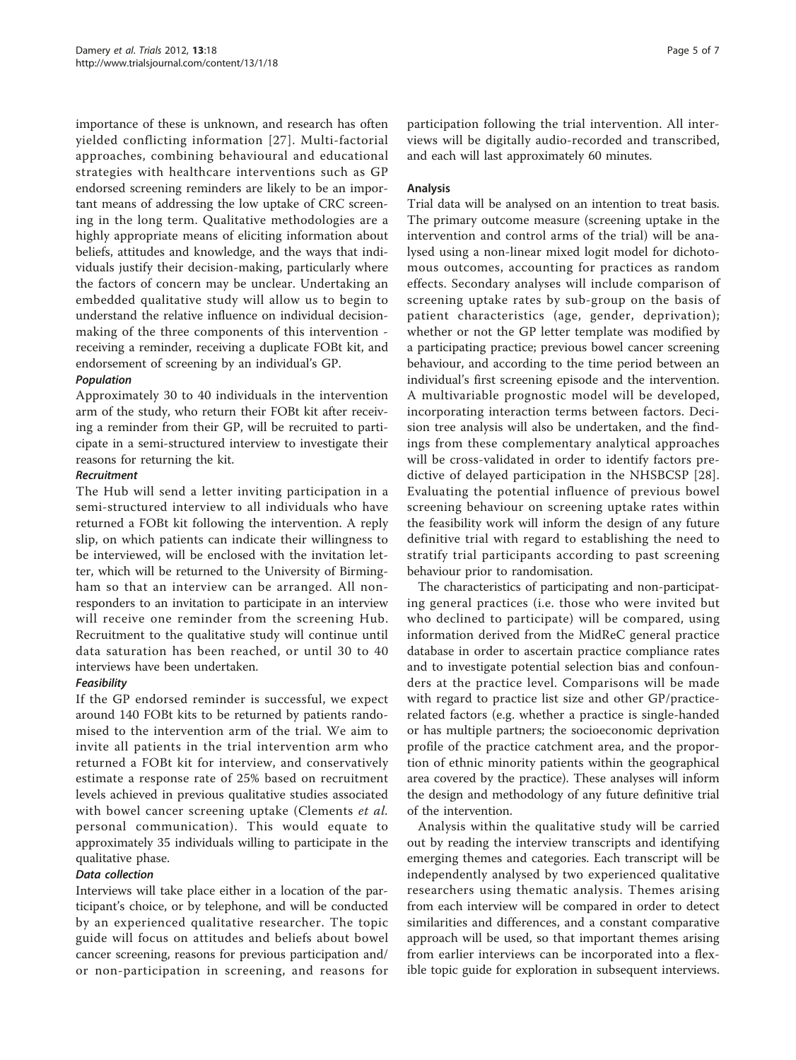importance of these is unknown, and research has often yielded conflicting information [27]. Multi-factorial approaches, combining behavioural and educational strategies with healthcare interventions such as GP endorsed screening reminders are likely to be an important means of addressing the low uptake of CRC screening in the long term. Qualitative methodologies are a highly appropriate means of eliciting information about beliefs, attitudes and knowledge, and the ways that individuals justify their decision-making, particularly where the factors of concern may be unclear. Undertaking an embedded qualitative study will allow us to begin to understand the relative influence on individual decision-making of the three components of this intervention - receiving a reminder, receiving a duplicate FOBt kit, and endorsement of screening by an individual's GP.

#### *Population*

Approximately 30 to 40 individuals in the intervention arm of the study, who return their FOBt kit after receiving a reminder from their GP, will be recruited to participate in a semi-structured interview to investigate their reasons for returning the kit.

#### *Recruitment*

The Hub will send a letter inviting participation in a semi-structured interview to all individuals who have returned a FOBt kit following the intervention. A reply slip, on which patients can indicate their willingness to be interviewed, will be enclosed with the invitation letter, which will be returned to the University of Birmingham so that an interview can be arranged. All non-responders to an invitation to participate in an interview will receive one reminder from the screening Hub. Recruitment to the qualitative study will continue until data saturation has been reached, or until 30 to 40 interviews have been undertaken.

#### *Feasibility*

If the GP endorsed reminder is successful, we expect around 140 FOBt kits to be returned by patients randomised to the intervention arm of the trial. We aim to invite all patients in the trial intervention arm who returned a FOBt kit for interview, and conservatively estimate a response rate of 25% based on recruitment levels achieved in previous qualitative studies associated with bowel cancer screening uptake (Clements *et al.* personal communication). This would equate to approximately 35 individuals willing to participate in the qualitative phase.

#### *Data collection*

Interviews will take place either in a location of the participant's choice, or by telephone, and will be conducted by an experienced qualitative researcher. The topic guide will focus on attitudes and beliefs about bowel cancer screening, reasons for previous participation and/or non-participation in screening, and reasons for participation following the trial intervention. All interviews will be digitally audio-recorded and transcribed, and each will last approximately 60 minutes.

### Analysis

Trial data will be analysed on an intention to treat basis. The primary outcome measure (screening uptake in the intervention and control arms of the trial) will be analysed using a non-linear mixed logit model for dichotomous outcomes, accounting for practices as random effects. Secondary analyses will include comparison of screening uptake rates by sub-group on the basis of patient characteristics (age, gender, deprivation); whether or not the GP letter template was modified by a participating practice; previous bowel cancer screening behaviour, and according to the time period between an individual's first screening episode and the intervention. A multivariable prognostic model will be developed, incorporating interaction terms between factors. Decision tree analysis will also be undertaken, and the findings from these complementary analytical approaches will be cross-validated in order to identify factors predictive of delayed participation in the NHSBCSP [28]. Evaluating the potential influence of previous bowel screening behaviour on screening uptake rates within the feasibility work will inform the design of any future definitive trial with regard to establishing the need to stratify trial participants according to past screening behaviour prior to randomisation.

The characteristics of participating and non-participating general practices (i.e. those who were invited but who declined to participate) will be compared, using information derived from the MidReC general practice database in order to ascertain practice compliance rates and to investigate potential selection bias and confounders at the practice level. Comparisons will be made with regard to practice list size and other GP/practice-related factors (e.g. whether a practice is single-handed or has multiple partners; the socioeconomic deprivation profile of the practice catchment area, and the proportion of ethnic minority patients within the geographical area covered by the practice). These analyses will inform the design and methodology of any future definitive trial of the intervention.

Analysis within the qualitative study will be carried out by reading the interview transcripts and identifying emerging themes and categories. Each transcript will be independently analysed by two experienced qualitative researchers using thematic analysis. Themes arising from each interview will be compared in order to detect similarities and differences, and a constant comparative approach will be used, so that important themes arising from earlier interviews can be incorporated into a flexible topic guide for exploration in subsequent interviews.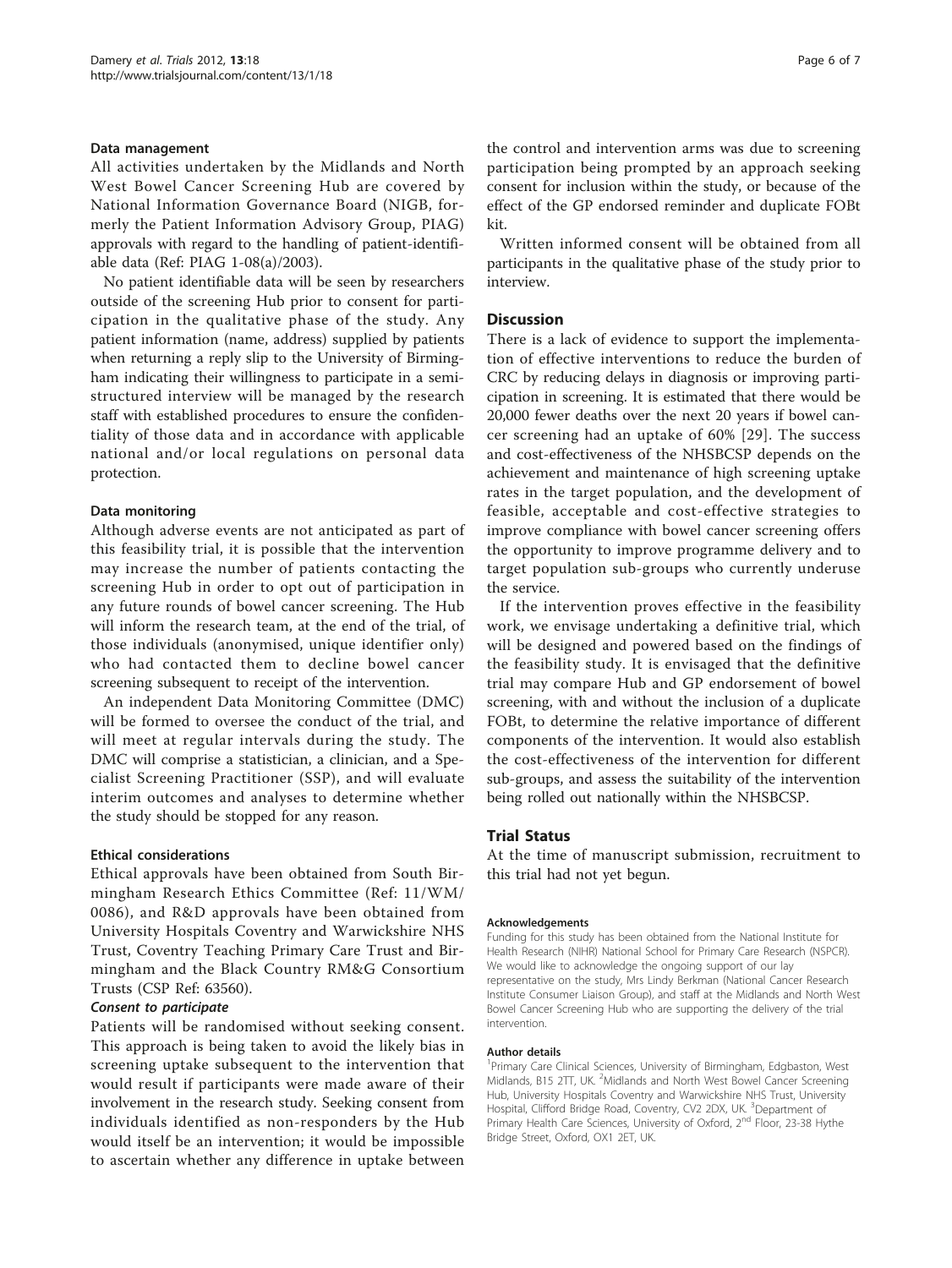### Data management

All activities undertaken by the Midlands and North West Bowel Cancer Screening Hub are covered by National Information Governance Board (NIGB, formerly the Patient Information Advisory Group, PIAG) approvals with regard to the handling of patient-identifiable data (Ref: PIAG 1-08(a)/2003).

No patient identifiable data will be seen by researchers outside of the screening Hub prior to consent for participation in the qualitative phase of the study. Any patient information (name, address) supplied by patients when returning a reply slip to the University of Birmingham indicating their willingness to participate in a semi-structured interview will be managed by the research staff with established procedures to ensure the confidentiality of those data and in accordance with applicable national and/or local regulations on personal data protection.

### Data monitoring

Although adverse events are not anticipated as part of this feasibility trial, it is possible that the intervention may increase the number of patients contacting the screening Hub in order to opt out of participation in any future rounds of bowel cancer screening. The Hub will inform the research team, at the end of the trial, of those individuals (anonymised, unique identifier only) who had contacted them to decline bowel cancer screening subsequent to receipt of the intervention.

An independent Data Monitoring Committee (DMC) will be formed to oversee the conduct of the trial, and will meet at regular intervals during the study. The DMC will comprise a statistician, a clinician, and a Specialist Screening Practitioner (SSP), and will evaluate interim outcomes and analyses to determine whether the study should be stopped for any reason.

### Ethical considerations

Ethical approvals have been obtained from South Birmingham Research Ethics Committee (Ref: 11/WM/0086), and R&D approvals have been obtained from University Hospitals Coventry and Warwickshire NHS Trust, Coventry Teaching Primary Care Trust and Birmingham and the Black Country RM&G Consortium Trusts (CSP Ref: 63560).

#### *Consent to participate*

Patients will be randomised without seeking consent. This approach is being taken to avoid the likely bias in screening uptake subsequent to the intervention that would result if participants were made aware of their involvement in the research study. Seeking consent from individuals identified as non-responders by the Hub would itself be an intervention; it would be impossible to ascertain whether any difference in uptake between the control and intervention arms was due to screening participation being prompted by an approach seeking consent for inclusion within the study, or because of the effect of the GP endorsed reminder and duplicate FOBt kit.

Written informed consent will be obtained from all participants in the qualitative phase of the study prior to interview.

## Discussion

There is a lack of evidence to support the implementation of effective interventions to reduce the burden of CRC by reducing delays in diagnosis or improving participation in screening. It is estimated that there would be 20,000 fewer deaths over the next 20 years if bowel cancer screening had an uptake of 60% [29]. The success and cost-effectiveness of the NHSBCSP depends on the achievement and maintenance of high screening uptake rates in the target population, and the development of feasible, acceptable and cost-effective strategies to improve compliance with bowel cancer screening offers the opportunity to improve programme delivery and to target population sub-groups who currently underuse the service.

If the intervention proves effective in the feasibility work, we envisage undertaking a definitive trial, which will be designed and powered based on the findings of the feasibility study. It is envisaged that the definitive trial may compare Hub and GP endorsement of bowel screening, with and without the inclusion of a duplicate FOBt, to determine the relative importance of different components of the intervention. It would also establish the cost-effectiveness of the intervention for different sub-groups, and assess the suitability of the intervention being rolled out nationally within the NHSBCSP.

## Trial Status

At the time of manuscript submission, recruitment to this trial had not yet begun.

#### Acknowledgements

Funding for this study has been obtained from the National Institute for Health Research (NIHR) National School for Primary Care Research (NSPCR). We would like to acknowledge the ongoing support of our lay representative on the study, Mrs Lindy Berkman (National Cancer Research Institute Consumer Liaison Group), and staff at the Midlands and North West Bowel Cancer Screening Hub who are supporting the delivery of the trial intervention.

#### Author details

[1]Primary Care Clinical Sciences, University of Birmingham, Edgbaston, West Midlands, B15 2TT, UK. [2]Midlands and North West Bowel Cancer Screening Hub, University Hospitals Coventry and Warwickshire NHS Trust, University Hospital, Clifford Bridge Road, Coventry, CV2 2DX, UK. [3]Department of Primary Health Care Sciences, University of Oxford, 2nd Floor, 23-38 Hythe Bridge Street, Oxford, OX1 2ET, UK.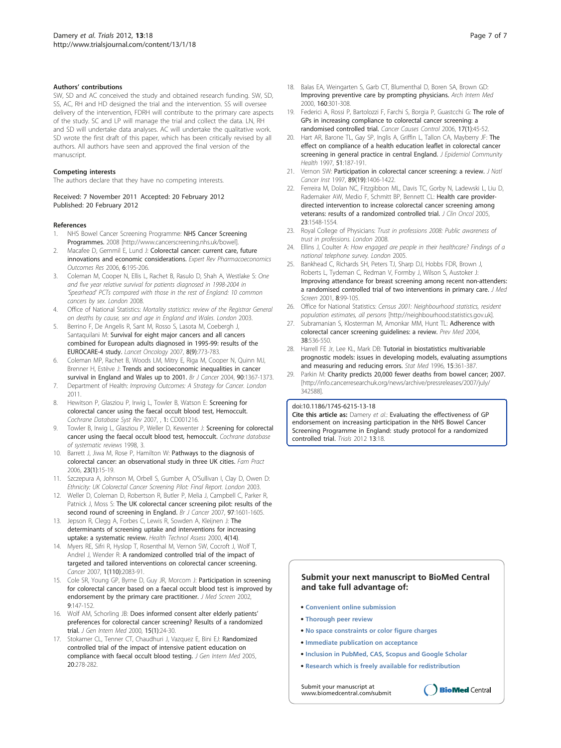### Authors' contributions

SW, SD and AC conceived the study and obtained research funding. SW, SD, SS, AC, RH and HD designed the trial and the intervention. SS will oversee delivery of the intervention, FDRH will contribute to the primary care aspects of the study. SC and LP will manage the trial and collect the data. LN, RH and SD will undertake data analyses. AC will undertake the qualitative work. SD wrote the first draft of this paper, which has been critically revised by all authors. All authors have seen and approved the final version of the manuscript.

### Competing interests

The authors declare that they have no competing interests.

Received: 7 November 2011 Accepted: 20 February 2012
Published: 20 February 2012

### References

1. NHS Bowel Cancer Screening Programme: **NHS Cancer Screening Programmes.** 2008 [http://www.cancerscreening.nhs.uk/bowel].
2. Macafee D, Gemmil E, Lund J: **Colorectal cancer: current care, future innovations and economic considerations.** *Expert Rev Pharmacoeconomics Outcomes Res* 2006, **6**:195-206.
3. Coleman M, Cooper N, Ellis L, Rachet B, Rasulo D, Shah A, Westlake S: *One and five year relative survival for patients diagnosed in 1998-2004 in 'Spearhead' PCTs compared with those in the rest of England: 10 common cancers by sex.* London 2008.
4. Office of National Statistics: *Mortality statistics: review of the Registrar General on deaths by cause, sex and age in England and Wales.* London 2003.
5. Berrino F, De Angelis R, Sant M, Rosso S, Lasota M, Coebergh J, Santaquilani M: **Survival for eight major cancers and all cancers combined for European adults diagnosed in 1995-99: results of the EUROCARE-4 study.** *Lancet Oncology* 2007, **8(9)**:773-783.
6. Coleman MP, Rachet B, Woods LM, Mitry E, Riga M, Cooper N, Quinn MJ, Brenner H, Estève J: **Trends and socioeconomic inequalities in cancer survival in England and Wales up to 2001.** *Br J Cancer* 2004, **90**:1367-1373.
7. Department of Health: *Improving Outcomes: A Strategy for Cancer.* London 2011.
8. Hewitson P, Glasziou P, Irwig L, Towler B, Watson E: **Screening for colorectal cancer using the faecal occult blood test, Hemoccult.** *Cochrane Database Syst Rev* 2007, , **1**: CD001216.
9. Towler B, Irwig L, Glasziou P, Weller D, Kewenter J: **Screening for colorectal cancer using the faecal occult blood test, hemoccult.** *Cochrane database of systematic reviews* 1998, 3.
10. Barrett J, Jiwa M, Rose P, Hamilton W: **Pathways to the diagnosis of colorectal cancer: an observational study in three UK cities.** *Fam Pract* 2006, **23(1)**:15-19.
11. Szczepura A, Johnson M, Orbell S, Gumber A, O'Sullivan I, Clay D, Owen D: *Ethnicity: UK Colorectal Cancer Screening Pilot: Final Report.* London 2003.
12. Weller D, Coleman D, Robertson R, Butler P, Melia J, Campbell C, Parker R, Patnick J, Moss S: **The UK colorectal cancer screening pilot: results of the second round of screening in England.** *Br J Cancer* 2007, **97**:1601-1605.
13. Jepson R, Clegg A, Forbes C, Lewis R, Sowden A, Kleijnen J: **The determinants of screening uptake and interventions for increasing uptake: a systematic review.** *Health Technol Assess* 2000, **4(14)**.
14. Myers RE, Sifri R, Hyslop T, Rosenthal M, Vernon SW, Cocroft J, Wolf T, Andrel J, Wender R: **A randomized controlled trial of the impact of targeted and tailored interventions on colorectal cancer screening.** *Cancer* 2007, **1(110)**:2083-91.
15. Cole SR, Young GP, Byrne D, Guy JR, Morcom J: **Participation in screening for colorectal cancer based on a faecal occult blood test is improved by endorsement by the primary care practitioner.** *J Med Screen* 2002, **9**:147-152.
16. Wolf AM, Schorling JB: **Does informed consent alter elderly patients' preferences for colorectal cancer screening? Results of a randomized trial.** *J Gen Intern Med* 2000, **15(1)**:24-30.
17. Stokamer CL, Tenner CT, Chaudhuri J, Vazquez E, Bini EJ: **Randomized controlled trial of the impact of intensive patient education on compliance with faecal occult blood testing.** *J Gen Intern Med* 2005, **20**:278-282.
18. Balas EA, Weingarten S, Garb CT, Blumenthal D, Boren SA, Brown GD: **Improving preventive care by prompting physicians.** *Arch Intern Med* 2000, **160**:301-308.
19. Federici A, Rossi P, Bartolozzi F, Farchi S, Borgia P, Guastcchi G: **The role of GPs in increasing compliance to colorectal cancer screening: a randomised controlled trial.** *Cancer Causes Control* 2006, **17(1)**:45-52.
20. Hart AR, Barone TL, Gay SP, Inglis A, Griffin L, Tallon CA, Mayberry JF: **The effect on compliance of a health education leaflet in colorectal cancer screening in general practice in central England.** *J Epidemiol Community Health* 1997, **51**:187-191.
21. Vernon SW: **Participation in colorectal cancer screening: a review.** *J Natl Cancer Inst* 1997, **89(19)**:1406-1422.
22. Ferreira M, Dolan NC, Fitzgibbon ML, Davis TC, Gorby N, Ladewski L, Liu D, Rademaker AW, Medio F, Schmitt BP, Bennett CL: **Health care provider-directed intervention to increase colorectal cancer screening among veterans: results of a randomized controlled trial.** *J Clin Oncol* 2005, **23**:1548-1554.
23. Royal College of Physicians: *Trust in professions 2008: Public awareness of trust in professions.* London 2008.
24. Ellins J, Coulter A: *How engaged are people in their healthcare? Findings of a national telephone survey.* London 2005.
25. Bankhead C, Richards SH, Peters TJ, Sharp DJ, Hobbs FDR, Brown J, Roberts L, Tydeman C, Redman V, Formby J, Wilson S, Austoker J: **Improving attendance for breast screening among recent non-attenders: a randomised controlled trial of two interventions in primary care.** *J Med Screen* 2001, **8**:99-105.
26. Office for National Statistics: *Census 2001: Neighbourhood statistics, resident population estimates, all persons* [http://neighbourhood.statistics.gov.uk].
27. Subramanian S, Klosterman M, Amonkar MM, Hunt TL: **Adherence with colorectal cancer screening guidelines: a review.** *Prev Med* 2004, **38**:536-550.
28. Harrell FE Jr, Lee KL, Mark DB: **Tutorial in biostatistics multivariable prognostic models: issues in developing models, evaluating assumptions and measuring and reducing errors.** *Stat Med* 1996, **15**:361-387.
29. Parkin M: **Charity predicts 20,000 fewer deaths from bowel cancer; 2007.** [http://info.cancerresearchuk.org/news/archive/pressreleases/2007/july/342588].

doi:10.1186/1745-6215-13-18

**Cite this article as:** Damery *et al.*: Evaluating the effectiveness of GP endorsement on increasing participation in the NHS Bowel Cancer Screening Programme in England: study protocol for a randomized controlled trial. *Trials* 2012 13:18.

**Submit your next manuscript to BioMed Central and take full advantage of:**

- Convenient online submission
- Thorough peer review
- No space constraints or color figure charges
- Immediate publication on acceptance
- Inclusion in PubMed, CAS, Scopus and Google Scholar
- Research which is freely available for redistribution

Submit your manuscript at www.biomedcentral.com/submit

BioMed Central